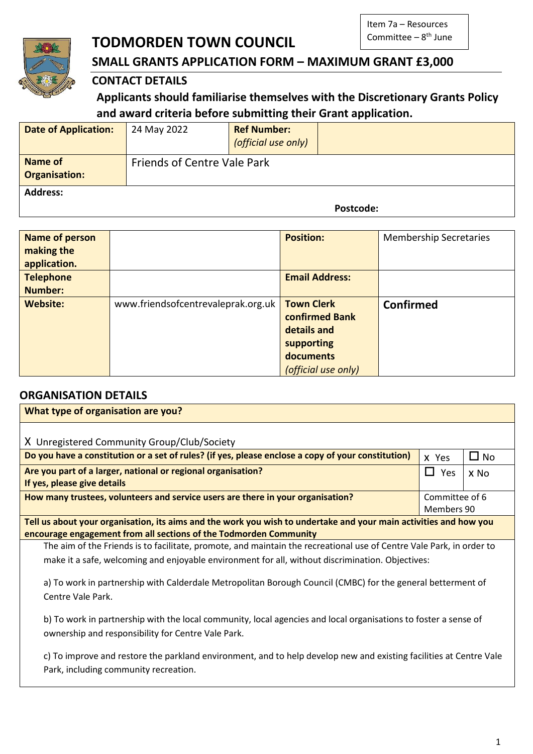Item 7a – Resources Committee – 8th June

# TODMORDEN TOWN COUNCIL

## SMALL GRANTS APPLICATION FORM – MAXIMUM GRANT £3,000

### CONTACT DETAILS

**Applicants should familiarise themselves with the Discretionary Grants Policy and award criteria before submitting their Grant application.**

| **Date of Application:** | 24 May 2022 | **Ref Number:** *(official use only)* | |
|---|---|---|---|
| **Name of Organisation:** | Friends of Centre Vale Park | | |
| **Address:** | | **Postcode:** | |

| **Name of person making the application.** | | **Position:** | Membership Secretaries |
|---|---|---|---|
| **Telephone Number:** | | **Email Address:** | |
| **Website:** | www.friendsofcentrevaleprak.org.uk | **Town Clerk confirmed Bank details and supporting documents** *(official use only)* | **Confirmed** |

### ORGANISATION DETAILS

**What type of organisation are you?**

X Unregistered Community Group/Club/Society

| | | |
|---|---|---|
| **Do you have a constitution or a set of rules? (if yes, please enclose a copy of your constitution)** | x Yes | ☐ No |
| **Are you part of a larger, national or regional organisation? If yes, please give details** | ☐ Yes | x No |
| **How many trustees, volunteers and service users are there in your organisation?** | Committee of 6 Members 90 | |

**Tell us about your organisation, its aims and the work you wish to undertake and your main activities and how you encourage engagement from all sections of the Todmorden Community**

The aim of the Friends is to facilitate, promote, and maintain the recreational use of Centre Vale Park, in order to make it a safe, welcoming and enjoyable environment for all, without discrimination. Objectives:

a) To work in partnership with Calderdale Metropolitan Borough Council (CMBC) for the general betterment of Centre Vale Park.

b) To work in partnership with the local community, local agencies and local organisations to foster a sense of ownership and responsibility for Centre Vale Park.

c) To improve and restore the parkland environment, and to help develop new and existing facilities at Centre Vale Park, including community recreation.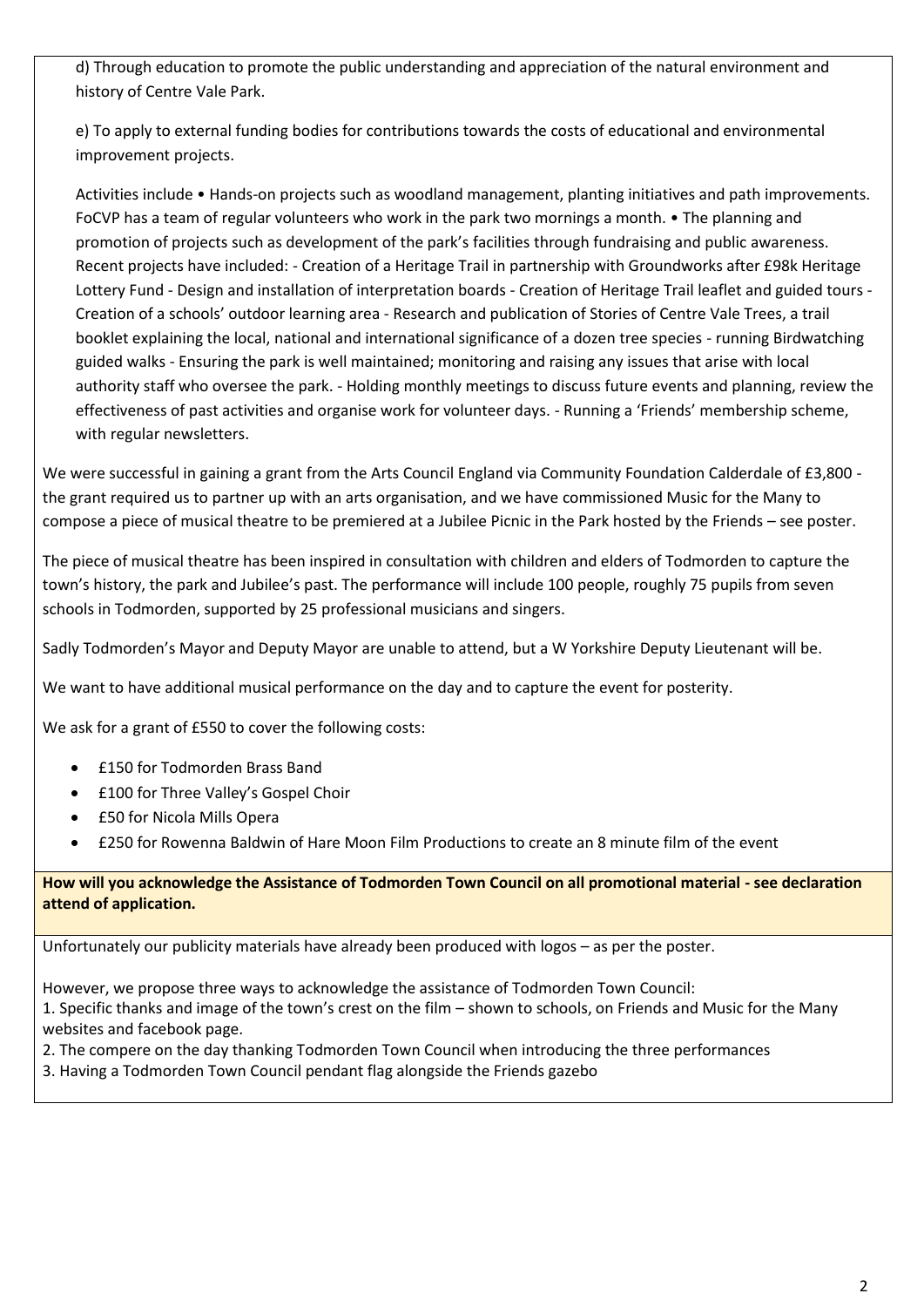d) Through education to promote the public understanding and appreciation of the natural environment and history of Centre Vale Park.

e) To apply to external funding bodies for contributions towards the costs of educational and environmental improvement projects.

Activities include • Hands-on projects such as woodland management, planting initiatives and path improvements. FoCVP has a team of regular volunteers who work in the park two mornings a month. • The planning and promotion of projects such as development of the park's facilities through fundraising and public awareness. Recent projects have included: - Creation of a Heritage Trail in partnership with Groundworks after £98k Heritage Lottery Fund - Design and installation of interpretation boards - Creation of Heritage Trail leaflet and guided tours - Creation of a schools' outdoor learning area - Research and publication of Stories of Centre Vale Trees, a trail booklet explaining the local, national and international significance of a dozen tree species - running Birdwatching guided walks - Ensuring the park is well maintained; monitoring and raising any issues that arise with local authority staff who oversee the park. - Holding monthly meetings to discuss future events and planning, review the effectiveness of past activities and organise work for volunteer days. - Running a 'Friends' membership scheme, with regular newsletters.

We were successful in gaining a grant from the Arts Council England via Community Foundation Calderdale of £3,800 - the grant required us to partner up with an arts organisation, and we have commissioned Music for the Many to compose a piece of musical theatre to be premiered at a Jubilee Picnic in the Park hosted by the Friends – see poster.

The piece of musical theatre has been inspired in consultation with children and elders of Todmorden to capture the town's history, the park and Jubilee's past. The performance will include 100 people, roughly 75 pupils from seven schools in Todmorden, supported by 25 professional musicians and singers.

Sadly Todmorden's Mayor and Deputy Mayor are unable to attend, but a W Yorkshire Deputy Lieutenant will be.

We want to have additional musical performance on the day and to capture the event for posterity.

We ask for a grant of £550 to cover the following costs:

- £150 for Todmorden Brass Band
- £100 for Three Valley's Gospel Choir
- £50 for Nicola Mills Opera
- £250 for Rowenna Baldwin of Hare Moon Film Productions to create an 8 minute film of the event

**How will you acknowledge the Assistance of Todmorden Town Council on all promotional material - see declaration attend of application.**

Unfortunately our publicity materials have already been produced with logos – as per the poster.

However, we propose three ways to acknowledge the assistance of Todmorden Town Council:
1. Specific thanks and image of the town's crest on the film – shown to schools, on Friends and Music for the Many websites and facebook page.
2. The compere on the day thanking Todmorden Town Council when introducing the three performances
3. Having a Todmorden Town Council pendant flag alongside the Friends gazebo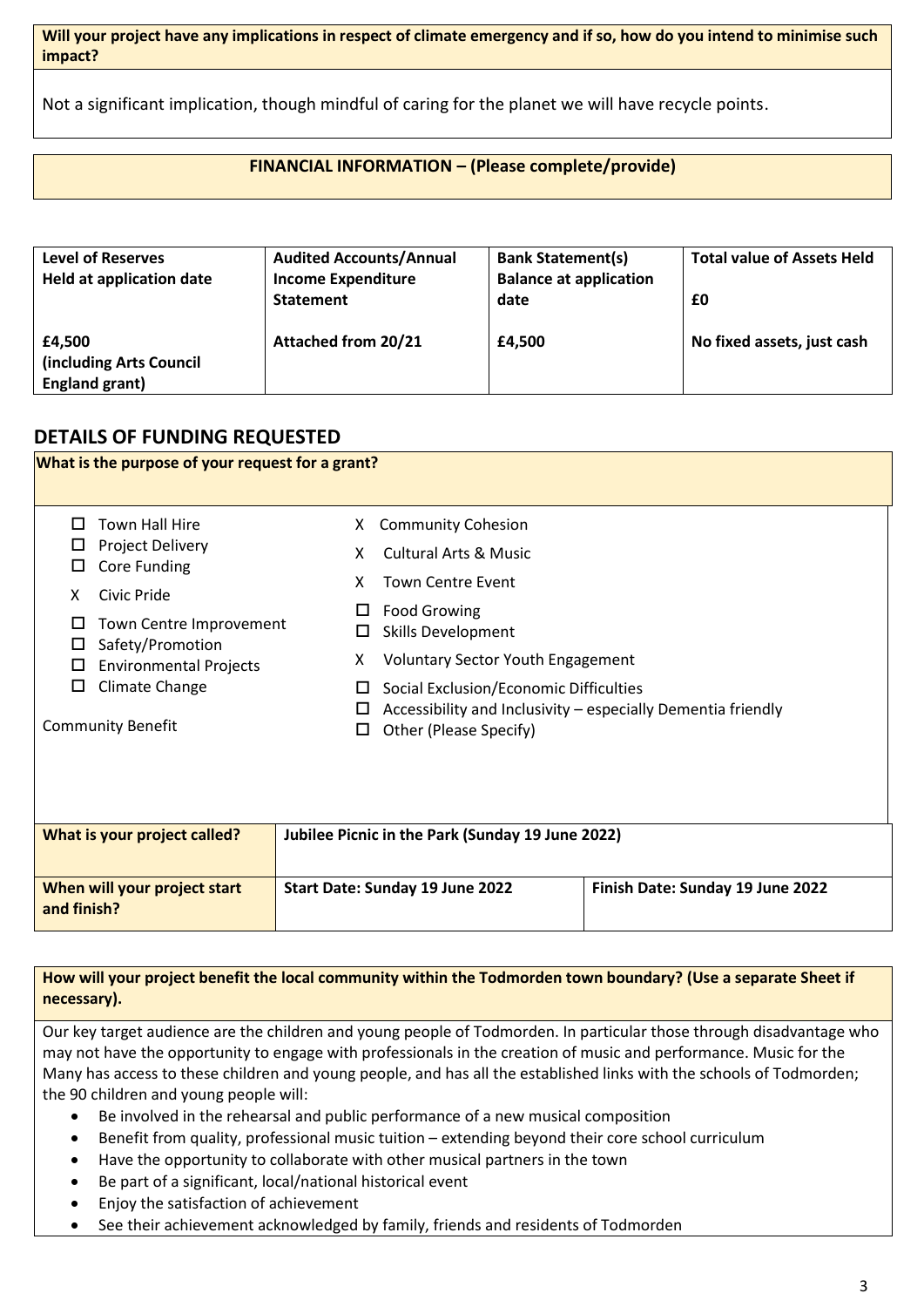**Will your project have any implications in respect of climate emergency and if so, how do you intend to minimise such impact?**

Not a significant implication, though mindful of caring for the planet we will have recycle points.

**FINANCIAL INFORMATION – (Please complete/provide)**

| Level of Reserves Held at application date | Audited Accounts/Annual Income Expenditure Statement | Bank Statement(s) Balance at application date | Total value of Assets Held<br><br>£0 |
|---|---|---|---|
| £4,500 (including Arts Council England grant) | Attached from 20/21 | £4,500 | No fixed assets, just cash |

## DETAILS OF FUNDING REQUESTED

**What is the purpose of your request for a grant?**

- ☐ Town Hall Hire
- ☐ Project Delivery
- ☐ Core Funding
- X Civic Pride
- ☐ Town Centre Improvement
- ☐ Safety/Promotion
- ☐ Environmental Projects
- ☐ Climate Change

Community Benefit

- X Community Cohesion
- X Cultural Arts & Music
- X Town Centre Event
- ☐ Food Growing
- ☐ Skills Development
- X Voluntary Sector Youth Engagement
- ☐ Social Exclusion/Economic Difficulties
- ☐ Accessibility and Inclusivity – especially Dementia friendly
- ☐ Other (Please Specify)

| What is your project called? | Jubilee Picnic in the Park (Sunday 19 June 2022) | |
|---|---|---|
| When will your project start and finish? | Start Date: Sunday 19 June 2022 | Finish Date: Sunday 19 June 2022 |

**How will your project benefit the local community within the Todmorden town boundary? (Use a separate Sheet if necessary).**

Our key target audience are the children and young people of Todmorden. In particular those through disadvantage who may not have the opportunity to engage with professionals in the creation of music and performance. Music for the Many has access to these children and young people, and has all the established links with the schools of Todmorden; the 90 children and young people will:

- Be involved in the rehearsal and public performance of a new musical composition
- Benefit from quality, professional music tuition – extending beyond their core school curriculum
- Have the opportunity to collaborate with other musical partners in the town
- Be part of a significant, local/national historical event
- Enjoy the satisfaction of achievement
- See their achievement acknowledged by family, friends and residents of Todmorden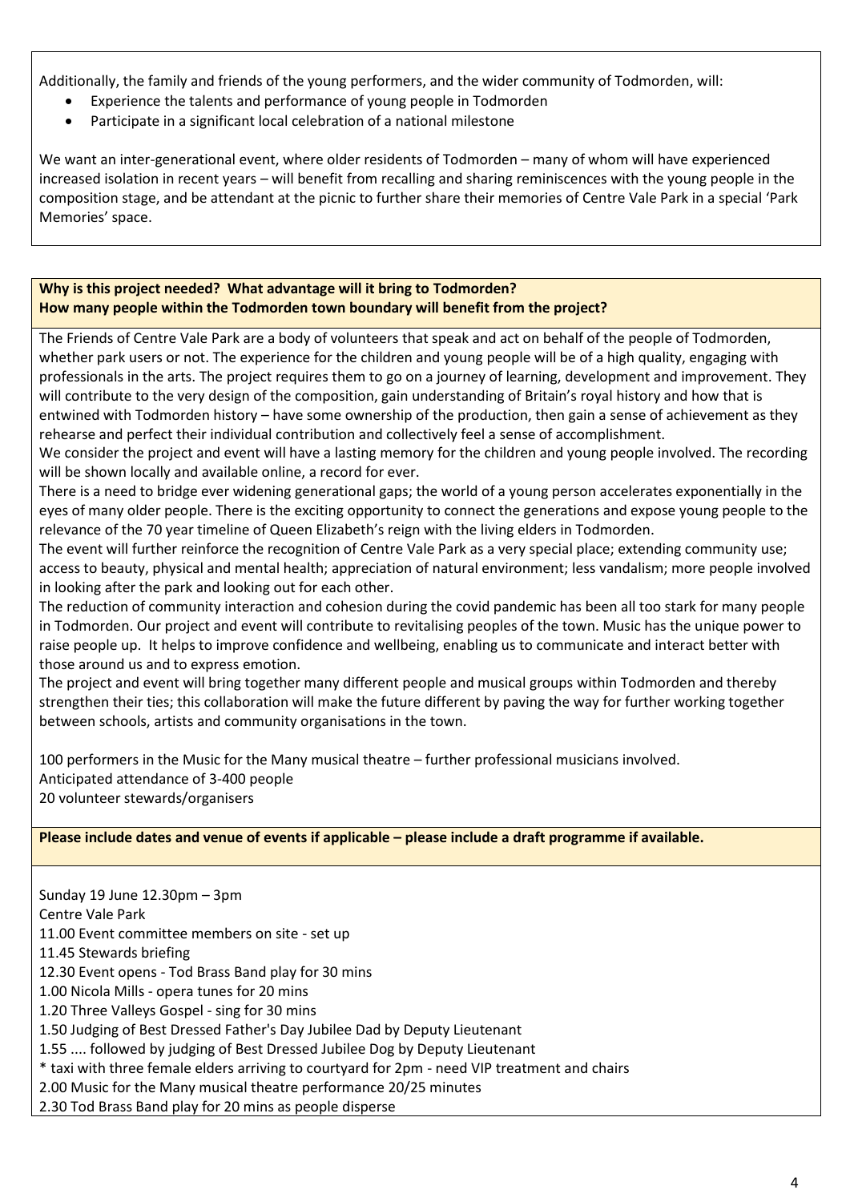Additionally, the family and friends of the young performers, and the wider community of Todmorden, will:

- Experience the talents and performance of young people in Todmorden
- Participate in a significant local celebration of a national milestone

We want an inter-generational event, where older residents of Todmorden – many of whom will have experienced increased isolation in recent years – will benefit from recalling and sharing reminiscences with the young people in the composition stage, and be attendant at the picnic to further share their memories of Centre Vale Park in a special 'Park Memories' space.

**Why is this project needed? What advantage will it bring to Todmorden?**
**How many people within the Todmorden town boundary will benefit from the project?**

The Friends of Centre Vale Park are a body of volunteers that speak and act on behalf of the people of Todmorden, whether park users or not. The experience for the children and young people will be of a high quality, engaging with professionals in the arts. The project requires them to go on a journey of learning, development and improvement. They will contribute to the very design of the composition, gain understanding of Britain's royal history and how that is entwined with Todmorden history – have some ownership of the production, then gain a sense of achievement as they rehearse and perfect their individual contribution and collectively feel a sense of accomplishment.

We consider the project and event will have a lasting memory for the children and young people involved. The recording will be shown locally and available online, a record for ever.

There is a need to bridge ever widening generational gaps; the world of a young person accelerates exponentially in the eyes of many older people. There is the exciting opportunity to connect the generations and expose young people to the relevance of the 70 year timeline of Queen Elizabeth's reign with the living elders in Todmorden.

The event will further reinforce the recognition of Centre Vale Park as a very special place; extending community use; access to beauty, physical and mental health; appreciation of natural environment; less vandalism; more people involved in looking after the park and looking out for each other.

The reduction of community interaction and cohesion during the covid pandemic has been all too stark for many people in Todmorden. Our project and event will contribute to revitalising peoples of the town. Music has the unique power to raise people up. It helps to improve confidence and wellbeing, enabling us to communicate and interact better with those around us and to express emotion.

The project and event will bring together many different people and musical groups within Todmorden and thereby strengthen their ties; this collaboration will make the future different by paving the way for further working together between schools, artists and community organisations in the town.

100 performers in the Music for the Many musical theatre – further professional musicians involved.
Anticipated attendance of 3-400 people
20 volunteer stewards/organisers

**Please include dates and venue of events if applicable – please include a draft programme if available.**

Sunday 19 June 12.30pm – 3pm
Centre Vale Park
11.00 Event committee members on site - set up
11.45 Stewards briefing
12.30 Event opens - Tod Brass Band play for 30 mins
1.00 Nicola Mills - opera tunes for 20 mins
1.20 Three Valleys Gospel - sing for 30 mins
1.50 Judging of Best Dressed Father's Day Jubilee Dad by Deputy Lieutenant
1.55 .... followed by judging of Best Dressed Jubilee Dog by Deputy Lieutenant
* taxi with three female elders arriving to courtyard for 2pm - need VIP treatment and chairs
2.00 Music for the Many musical theatre performance 20/25 minutes
2.30 Tod Brass Band play for 20 mins as people disperse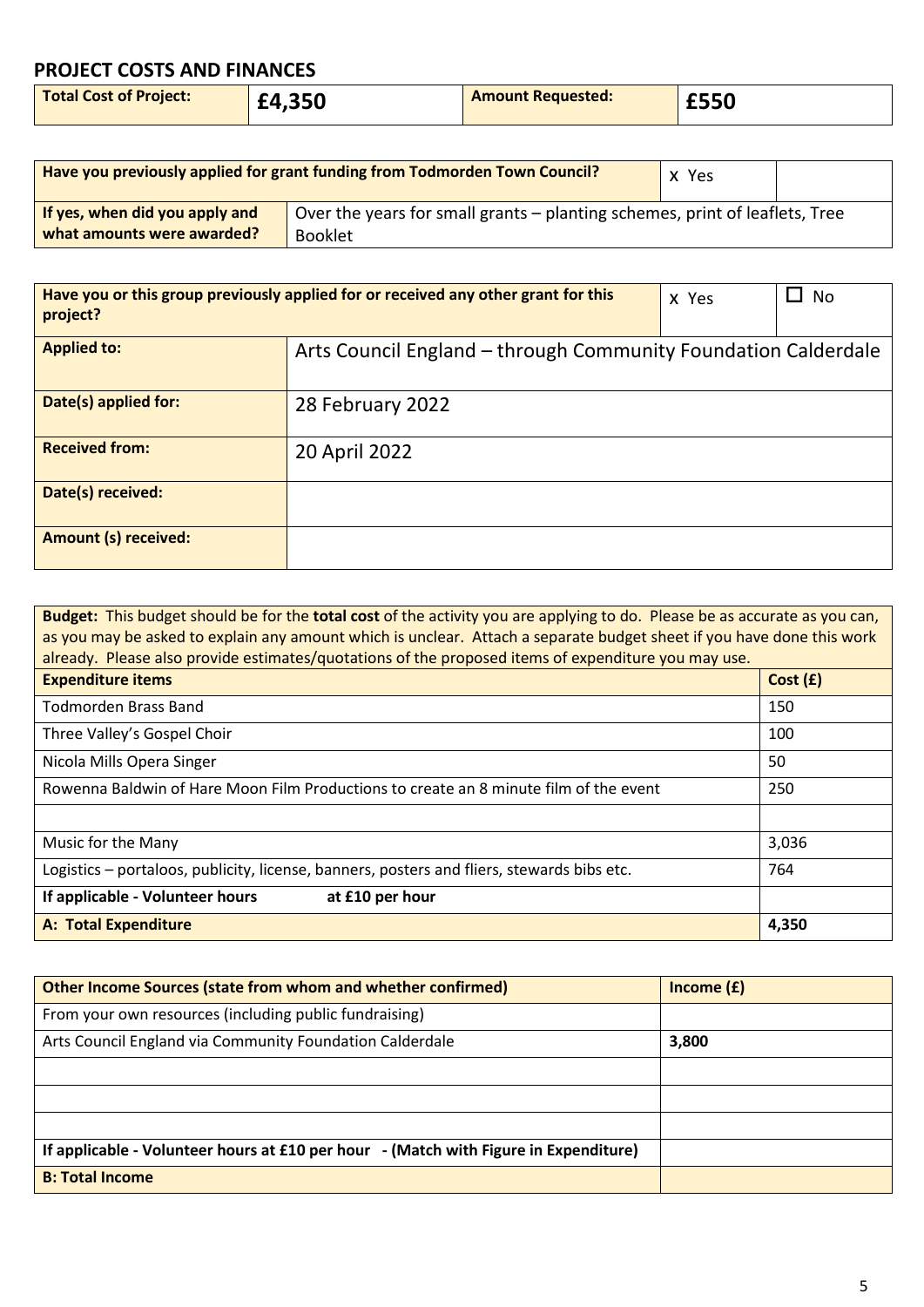## PROJECT COSTS AND FINANCES

| Total Cost of Project: | £4,350 | Amount Requested: | £550 |
|---|---|---|---|

| Have you previously applied for grant funding from Todmorden Town Council? | x Yes | |
|---|---|---|
| If yes, when did you apply and what amounts were awarded? | Over the years for small grants – planting schemes, print of leaflets, Tree Booklet | |

| Have you or this group previously applied for or received any other grant for this project? | x Yes | ☐ No |
|---|---|---|
| Applied to: | Arts Council England – through Community Foundation Calderdale | |
| Date(s) applied for: | 28 February 2022 | |
| Received from: | 20 April 2022 | |
| Date(s) received: | | |
| Amount (s) received: | | |

**Budget:** This budget should be for the **total cost** of the activity you are applying to do. Please be as accurate as you can, as you may be asked to explain any amount which is unclear. Attach a separate budget sheet if you have done this work already. Please also provide estimates/quotations of the proposed items of expenditure you may use.

| Expenditure items | Cost (£) |
|---|---|
| Todmorden Brass Band | 150 |
| Three Valley's Gospel Choir | 100 |
| Nicola Mills Opera Singer | 50 |
| Rowenna Baldwin of Hare Moon Film Productions to create an 8 minute film of the event | 250 |
| | |
| Music for the Many | 3,036 |
| Logistics – portaloos, publicity, license, banners, posters and fliers, stewards bibs etc. | 764 |
| **If applicable - Volunteer hours at £10 per hour** | |
| **A: Total Expenditure** | **4,350** |

| Other Income Sources (state from whom and whether confirmed) | Income (£) |
|---|---|
| From your own resources (including public fundraising) | |
| Arts Council England via Community Foundation Calderdale | **3,800** |
| | |
| | |
| | |
| **If applicable - Volunteer hours at £10 per hour - (Match with Figure in Expenditure)** | |
| **B: Total Income** | |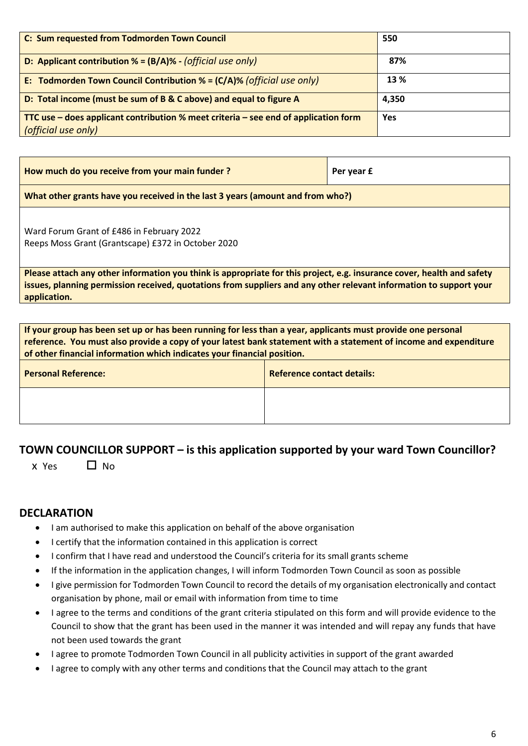| **C: Sum requested from Todmorden Town Council** | **550** |
|---|---|
| **D: Applicant contribution % = (B/A)% -** ***(official use only)*** | **87%** |
| **E: Todmorden Town Council Contribution % = (C/A)%** ***(official use only)*** | **13 %** |
| **D: Total income (must be sum of B & C above) and equal to figure A** | **4,350** |
| **TTC use – does applicant contribution % meet criteria – see end of application form** ***(official use only)*** | **Yes** |

| **How much do you receive from your main funder ?** | **Per year £** |
|---|---|
| **What other grants have you received in the last 3 years (amount and from who?)** | |
| Ward Forum Grant of £486 in February 2022<br>Reeps Moss Grant (Grantscape) £372 in October 2020 | |
| **Please attach any other information you think is appropriate for this project, e.g. insurance cover, health and safety issues, planning permission received, quotations from suppliers and any other relevant information to support your application.** | |

| **If your group has been set up or has been running for less than a year, applicants must provide one personal reference. You must also provide a copy of your latest bank statement with a statement of income and expenditure of other financial information which indicates your financial position.** | |
|---|---|
| **Personal Reference:** | **Reference contact details:** |
| | |

## TOWN COUNCILLOR SUPPORT – is this application supported by your ward Town Councillor?

x Yes ☐ No

## DECLARATION

- I am authorised to make this application on behalf of the above organisation
- I certify that the information contained in this application is correct
- I confirm that I have read and understood the Council's criteria for its small grants scheme
- If the information in the application changes, I will inform Todmorden Town Council as soon as possible
- I give permission for Todmorden Town Council to record the details of my organisation electronically and contact organisation by phone, mail or email with information from time to time
- I agree to the terms and conditions of the grant criteria stipulated on this form and will provide evidence to the Council to show that the grant has been used in the manner it was intended and will repay any funds that have not been used towards the grant
- I agree to promote Todmorden Town Council in all publicity activities in support of the grant awarded
- I agree to comply with any other terms and conditions that the Council may attach to the grant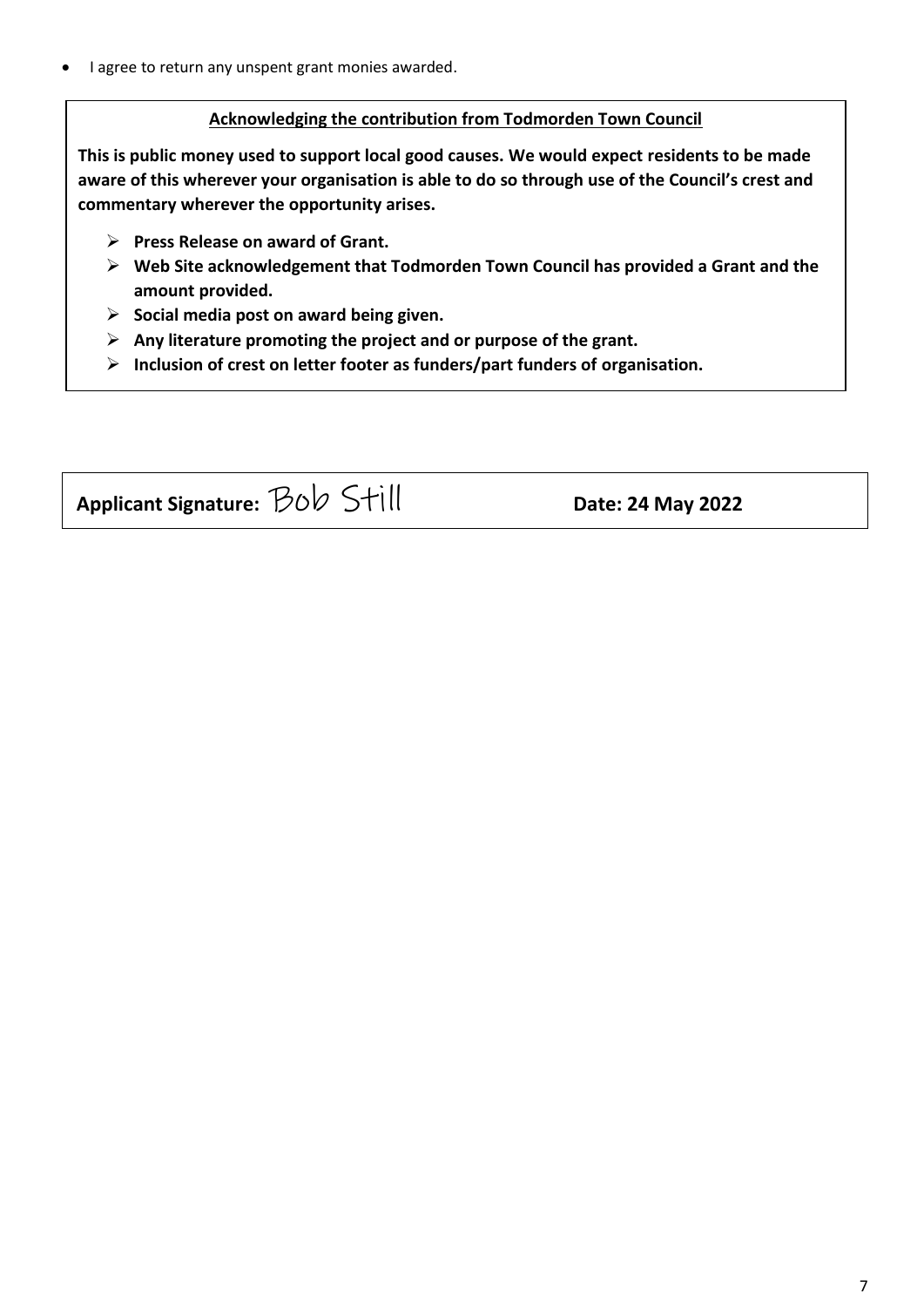- I agree to return any unspent grant monies awarded.

**Acknowledging the contribution from Todmorden Town Council**

**This is public money used to support local good causes. We would expect residents to be made aware of this wherever your organisation is able to do so through use of the Council's crest and commentary wherever the opportunity arises.**

- **Press Release on award of Grant.**
- **Web Site acknowledgement that Todmorden Town Council has provided a Grant and the amount provided.**
- **Social media post on award being given.**
- **Any literature promoting the project and or purpose of the grant.**
- **Inclusion of crest on letter footer as funders/part funders of organisation.**

**Applicant Signature:** Bob Still **Date: 24 May 2022**